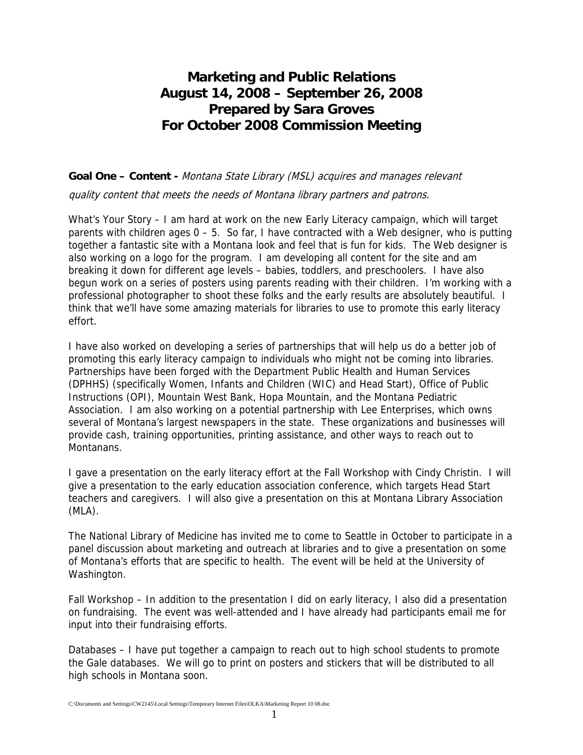# Marketing and Public Relations
# August 14, 2008 – September 26, 2008
# Prepared by Sara Groves
# For October 2008 Commission Meeting

**Goal One – Content -** *Montana State Library (MSL) acquires and manages relevant quality content that meets the needs of Montana library partners and patrons.*

What's Your Story – I am hard at work on the new Early Literacy campaign, which will target parents with children ages 0 – 5. So far, I have contracted with a Web designer, who is putting together a fantastic site with a Montana look and feel that is fun for kids. The Web designer is also working on a logo for the program. I am developing all content for the site and am breaking it down for different age levels – babies, toddlers, and preschoolers. I have also begun work on a series of posters using parents reading with their children. I'm working with a professional photographer to shoot these folks and the early results are absolutely beautiful. I think that we'll have some amazing materials for libraries to use to promote this early literacy effort.

I have also worked on developing a series of partnerships that will help us do a better job of promoting this early literacy campaign to individuals who might not be coming into libraries. Partnerships have been forged with the Department Public Health and Human Services (DPHHS) (specifically Women, Infants and Children (WIC) and Head Start), Office of Public Instructions (OPI), Mountain West Bank, Hopa Mountain, and the Montana Pediatric Association. I am also working on a potential partnership with Lee Enterprises, which owns several of Montana's largest newspapers in the state. These organizations and businesses will provide cash, training opportunities, printing assistance, and other ways to reach out to Montanans.

I gave a presentation on the early literacy effort at the Fall Workshop with Cindy Christin. I will give a presentation to the early education association conference, which targets Head Start teachers and caregivers. I will also give a presentation on this at Montana Library Association (MLA).

The National Library of Medicine has invited me to come to Seattle in October to participate in a panel discussion about marketing and outreach at libraries and to give a presentation on some of Montana's efforts that are specific to health. The event will be held at the University of Washington.

Fall Workshop – In addition to the presentation I did on early literacy, I also did a presentation on fundraising. The event was well-attended and I have already had participants email me for input into their fundraising efforts.

Databases – I have put together a campaign to reach out to high school students to promote the Gale databases. We will go to print on posters and stickers that will be distributed to all high schools in Montana soon.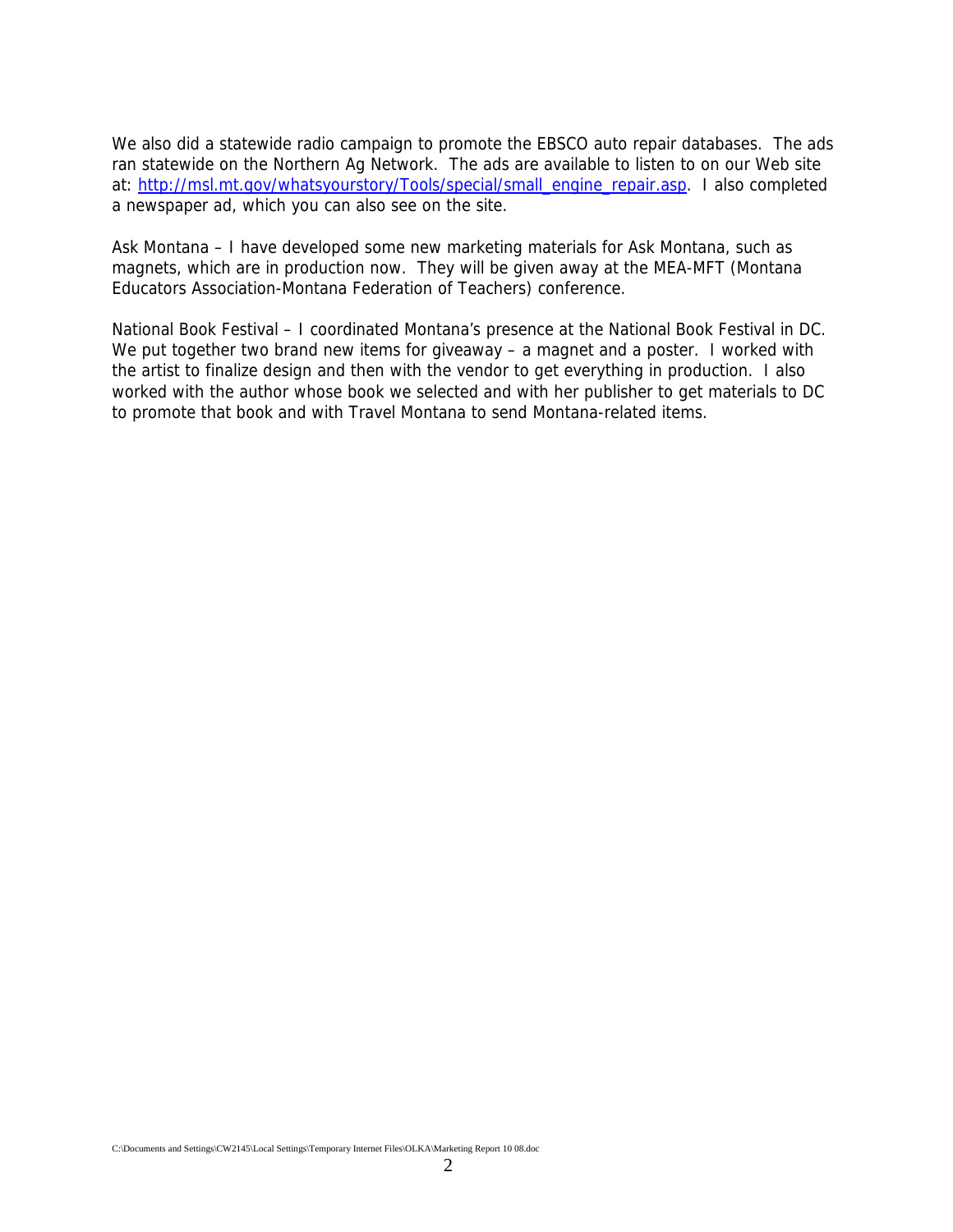We also did a statewide radio campaign to promote the EBSCO auto repair databases. The ads ran statewide on the Northern Ag Network. The ads are available to listen to on our Web site at: [http://msl.mt.gov/whatsyourstory/Tools/special/small_engine_repair.asp](http://msl.mt.gov/whatsyourstory/Tools/special/small_engine_repair.asp). I also completed a newspaper ad, which you can also see on the site.

Ask Montana – I have developed some new marketing materials for Ask Montana, such as magnets, which are in production now. They will be given away at the MEA-MFT (Montana Educators Association-Montana Federation of Teachers) conference.

National Book Festival – I coordinated Montana's presence at the National Book Festival in DC. We put together two brand new items for giveaway – a magnet and a poster. I worked with the artist to finalize design and then with the vendor to get everything in production. I also worked with the author whose book we selected and with her publisher to get materials to DC to promote that book and with Travel Montana to send Montana-related items.